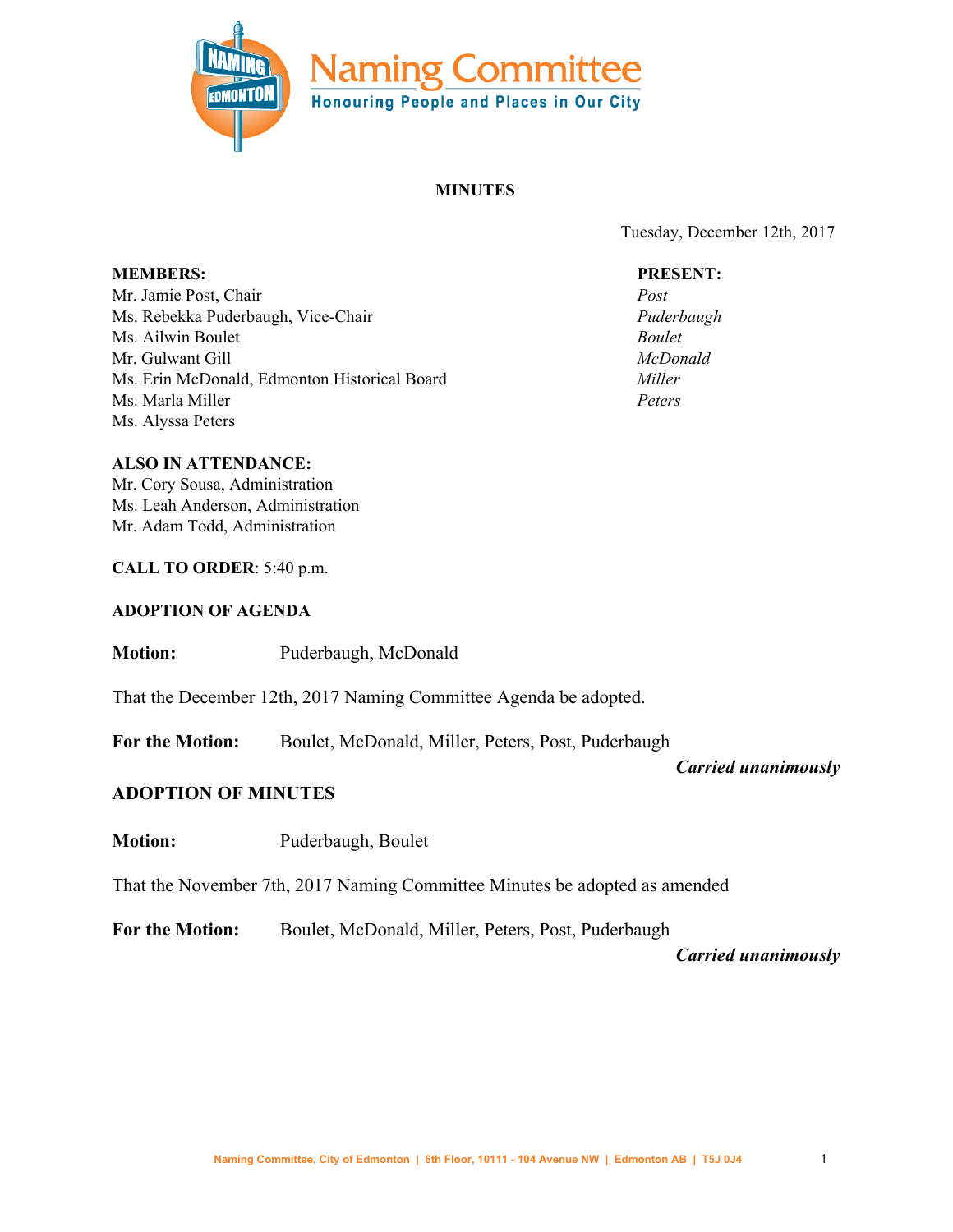# Naming Committee

**Honouring People and Places in Our City**

## MINUTES

Tuesday, December 12th, 2017

**MEMBERS:**
Mr. Jamie Post, Chair
Ms. Rebekka Puderbaugh, Vice-Chair
Ms. Ailwin Boulet
Mr. Gulwant Gill
Ms. Erin McDonald, Edmonton Historical Board
Ms. Marla Miller
Ms. Alyssa Peters

**PRESENT:**
*Post*
*Puderbaugh*
*Boulet*
*McDonald*
*Miller*
*Peters*

**ALSO IN ATTENDANCE:**
Mr. Cory Sousa, Administration
Ms. Leah Anderson, Administration
Mr. Adam Todd, Administration

**CALL TO ORDER**: 5:40 p.m.

**ADOPTION OF AGENDA**

**Motion:** Puderbaugh, McDonald

That the December 12th, 2017 Naming Committee Agenda be adopted.

**For the Motion:** Boulet, McDonald, Miller, Peters, Post, Puderbaugh

***Carried unanimously***

**ADOPTION OF MINUTES**

**Motion:** Puderbaugh, Boulet

That the November 7th, 2017 Naming Committee Minutes be adopted as amended

**For the Motion:** Boulet, McDonald, Miller, Peters, Post, Puderbaugh

***Carried unanimously***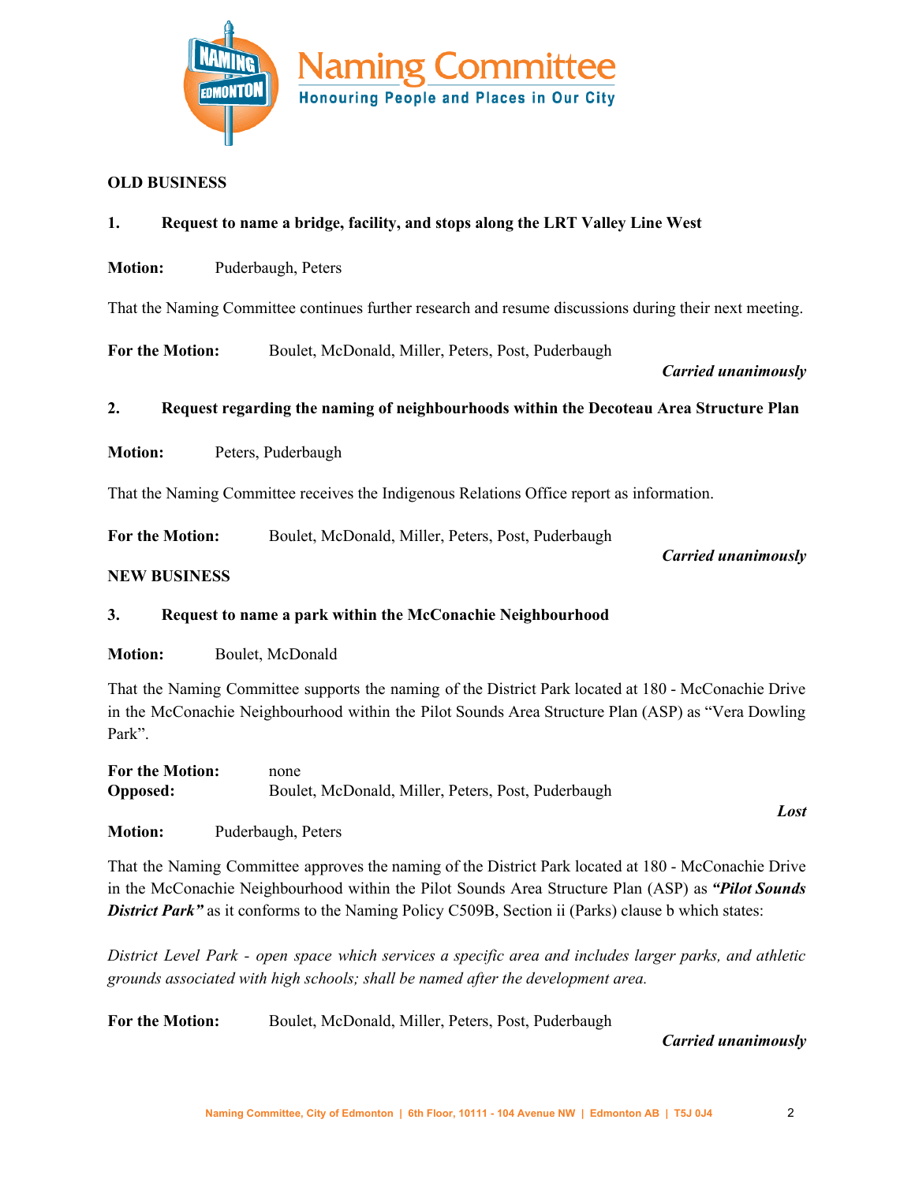**OLD BUSINESS**

**1. Request to name a bridge, facility, and stops along the LRT Valley Line West**

**Motion:** Puderbaugh, Peters

That the Naming Committee continues further research and resume discussions during their next meeting.

**For the Motion:** Boulet, McDonald, Miller, Peters, Post, Puderbaugh

***Carried unanimously***

**2. Request regarding the naming of neighbourhoods within the Decoteau Area Structure Plan**

**Motion:** Peters, Puderbaugh

That the Naming Committee receives the Indigenous Relations Office report as information.

**For the Motion:** Boulet, McDonald, Miller, Peters, Post, Puderbaugh

***Carried unanimously***

**NEW BUSINESS**

**3. Request to name a park within the McConachie Neighbourhood**

**Motion:** Boulet, McDonald

That the Naming Committee supports the naming of the District Park located at 180 - McConachie Drive in the McConachie Neighbourhood within the Pilot Sounds Area Structure Plan (ASP) as "Vera Dowling Park".

**For the Motion:** none
**Opposed:** Boulet, McDonald, Miller, Peters, Post, Puderbaugh

***Lost***

**Motion:** Puderbaugh, Peters

That the Naming Committee approves the naming of the District Park located at 180 - McConachie Drive in the McConachie Neighbourhood within the Pilot Sounds Area Structure Plan (ASP) as ***"Pilot Sounds District Park"*** as it conforms to the Naming Policy C509B, Section ii (Parks) clause b which states:

*District Level Park - open space which services a specific area and includes larger parks, and athletic grounds associated with high schools; shall be named after the development area.*

**For the Motion:** Boulet, McDonald, Miller, Peters, Post, Puderbaugh

***Carried unanimously***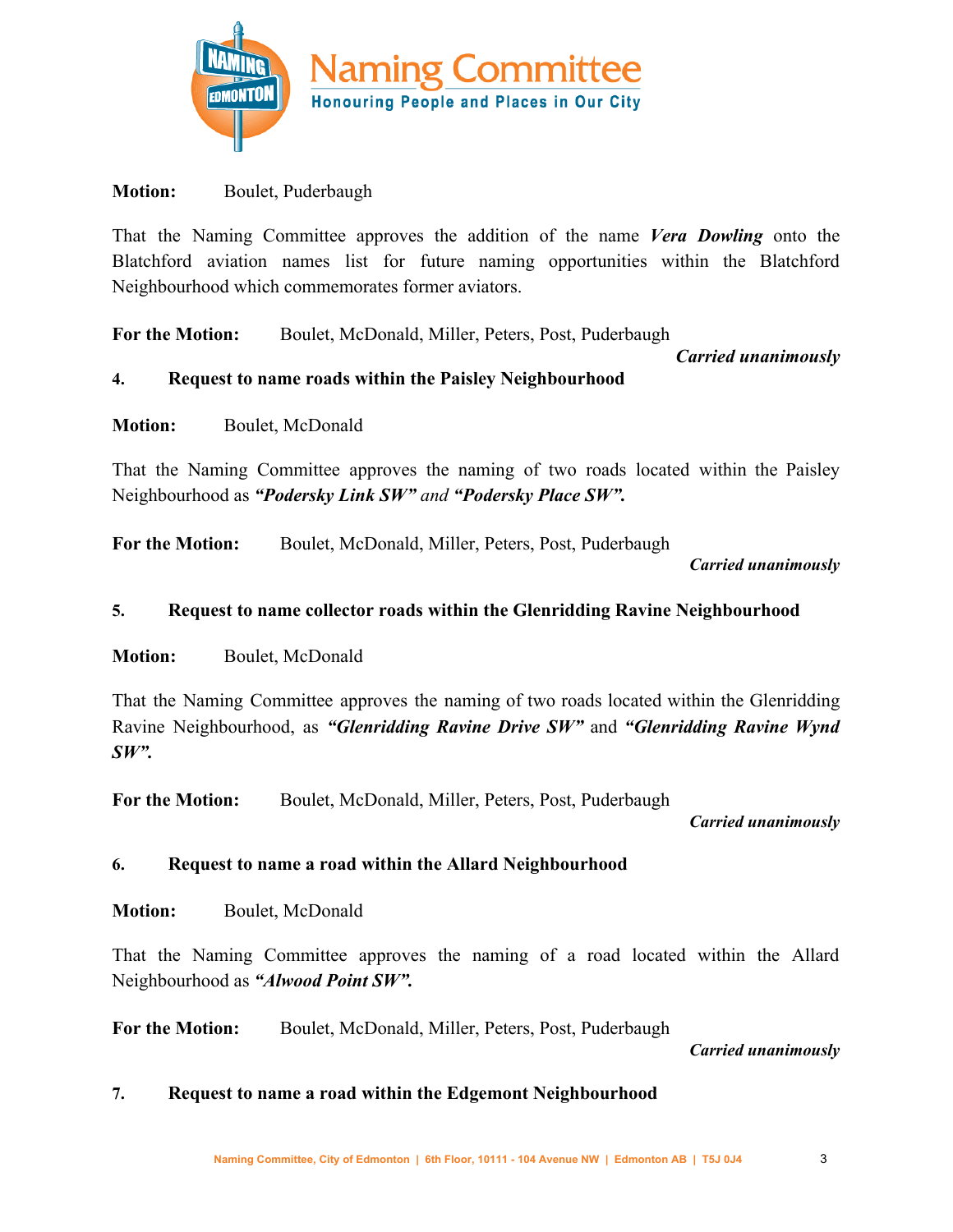**Motion:** Boulet, Puderbaugh

That the Naming Committee approves the addition of the name ***Vera Dowling*** onto the Blatchford aviation names list for future naming opportunities within the Blatchford Neighbourhood which commemorates former aviators.

**For the Motion:** Boulet, McDonald, Miller, Peters, Post, Puderbaugh

***Carried unanimously***

**4. Request to name roads within the Paisley Neighbourhood**

**Motion:** Boulet, McDonald

That the Naming Committee approves the naming of two roads located within the Paisley Neighbourhood as ***"Podersky Link SW"*** *and* ***"Podersky Place SW".***

**For the Motion:** Boulet, McDonald, Miller, Peters, Post, Puderbaugh

***Carried unanimously***

**5. Request to name collector roads within the Glenridding Ravine Neighbourhood**

**Motion:** Boulet, McDonald

That the Naming Committee approves the naming of two roads located within the Glenridding Ravine Neighbourhood, as ***"Glenridding Ravine Drive SW"*** and ***"Glenridding Ravine Wynd SW".***

**For the Motion:** Boulet, McDonald, Miller, Peters, Post, Puderbaugh

***Carried unanimously***

**6. Request to name a road within the Allard Neighbourhood**

**Motion:** Boulet, McDonald

That the Naming Committee approves the naming of a road located within the Allard Neighbourhood as ***"Alwood Point SW".***

**For the Motion:** Boulet, McDonald, Miller, Peters, Post, Puderbaugh

***Carried unanimously***

**7. Request to name a road within the Edgemont Neighbourhood**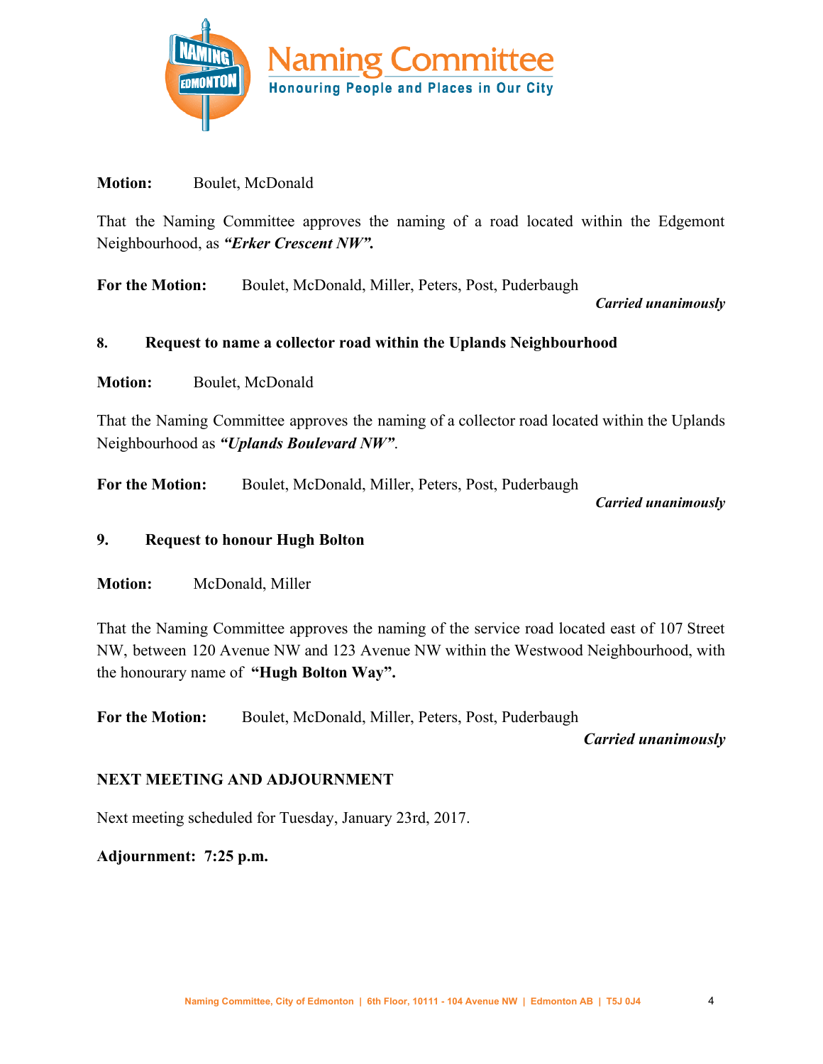**Motion:** Boulet, McDonald

That the Naming Committee approves the naming of a road located within the Edgemont Neighbourhood, as ***"Erker Crescent NW".***

**For the Motion:** Boulet, McDonald, Miller, Peters, Post, Puderbaugh

***Carried unanimously***

**8. Request to name a collector road within the Uplands Neighbourhood**

**Motion:** Boulet, McDonald

That the Naming Committee approves the naming of a collector road located within the Uplands Neighbourhood as ***"Uplands Boulevard NW"***.

**For the Motion:** Boulet, McDonald, Miller, Peters, Post, Puderbaugh

***Carried unanimously***

**9. Request to honour Hugh Bolton**

**Motion:** McDonald, Miller

That the Naming Committee approves the naming of the service road located east of 107 Street NW, between 120 Avenue NW and 123 Avenue NW within the Westwood Neighbourhood, with the honourary name of **"Hugh Bolton Way".**

**For the Motion:** Boulet, McDonald, Miller, Peters, Post, Puderbaugh

***Carried unanimously***

**NEXT MEETING AND ADJOURNMENT**

Next meeting scheduled for Tuesday, January 23rd, 2017.

**Adjournment: 7:25 p.m.**